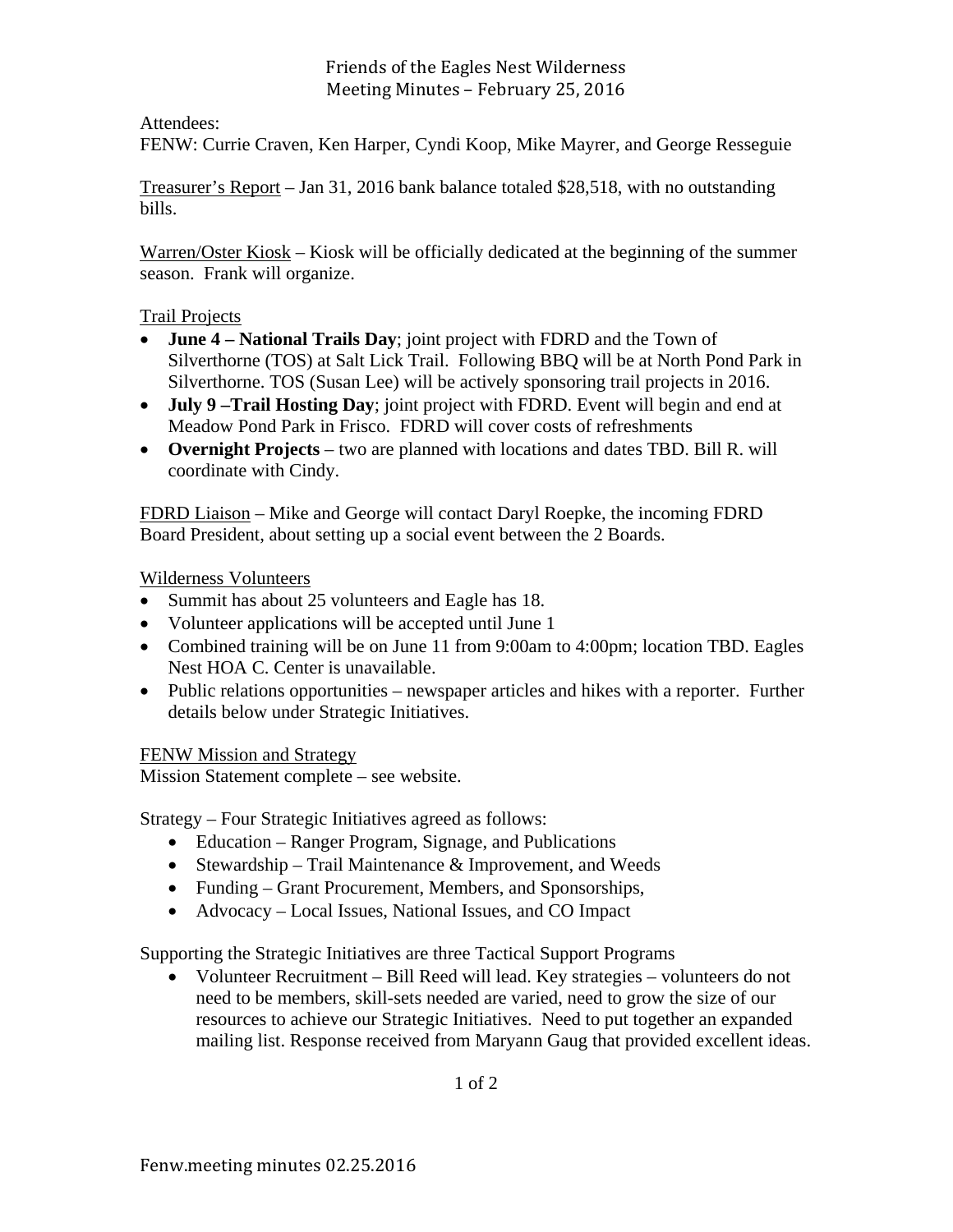# Friends of the Eagles Nest Wilderness
## Meeting Minutes – February 25, 2016

Attendees:
FENW: Currie Craven, Ken Harper, Cyndi Koop, Mike Mayrer, and George Resseguie

Treasurer's Report – Jan 31, 2016 bank balance totaled $28,518, with no outstanding bills.

Warren/Oster Kiosk – Kiosk will be officially dedicated at the beginning of the summer season. Frank will organize.

Trail Projects

- **June 4 – National Trails Day**; joint project with FDRD and the Town of Silverthorne (TOS) at Salt Lick Trail. Following BBQ will be at North Pond Park in Silverthorne. TOS (Susan Lee) will be actively sponsoring trail projects in 2016.
- **July 9 –Trail Hosting Day**; joint project with FDRD. Event will begin and end at Meadow Pond Park in Frisco. FDRD will cover costs of refreshments
- **Overnight Projects** – two are planned with locations and dates TBD. Bill R. will coordinate with Cindy.

FDRD Liaison – Mike and George will contact Daryl Roepke, the incoming FDRD Board President, about setting up a social event between the 2 Boards.

Wilderness Volunteers

- Summit has about 25 volunteers and Eagle has 18.
- Volunteer applications will be accepted until June 1
- Combined training will be on June 11 from 9:00am to 4:00pm; location TBD. Eagles Nest HOA C. Center is unavailable.
- Public relations opportunities – newspaper articles and hikes with a reporter. Further details below under Strategic Initiatives.

FENW Mission and Strategy
Mission Statement complete – see website.

Strategy – Four Strategic Initiatives agreed as follows:

- Education – Ranger Program, Signage, and Publications
- Stewardship – Trail Maintenance & Improvement, and Weeds
- Funding – Grant Procurement, Members, and Sponsorships,
- Advocacy – Local Issues, National Issues, and CO Impact

Supporting the Strategic Initiatives are three Tactical Support Programs

- Volunteer Recruitment – Bill Reed will lead. Key strategies – volunteers do not need to be members, skill-sets needed are varied, need to grow the size of our resources to achieve our Strategic Initiatives. Need to put together an expanded mailing list. Response received from Maryann Gaug that provided excellent ideas.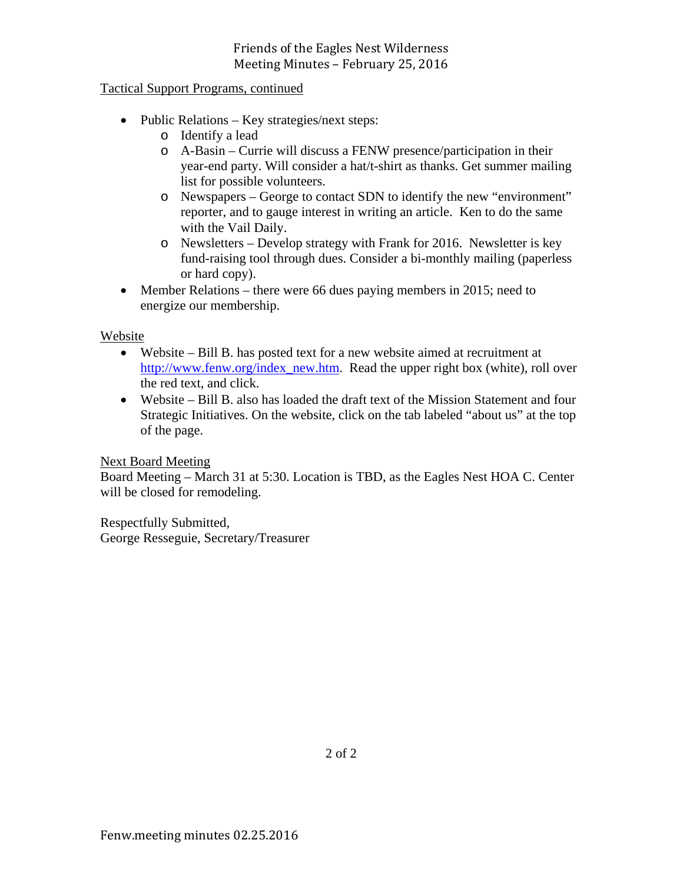Tactical Support Programs, continued

- Public Relations – Key strategies/next steps:
  - Identify a lead
  - A-Basin – Currie will discuss a FENW presence/participation in their year-end party. Will consider a hat/t-shirt as thanks. Get summer mailing list for possible volunteers.
  - Newspapers – George to contact SDN to identify the new "environment" reporter, and to gauge interest in writing an article. Ken to do the same with the Vail Daily.
  - Newsletters – Develop strategy with Frank for 2016. Newsletter is key fund-raising tool through dues. Consider a bi-monthly mailing (paperless or hard copy).
- Member Relations – there were 66 dues paying members in 2015; need to energize our membership.

Website

- Website – Bill B. has posted text for a new website aimed at recruitment at http://www.fenw.org/index_new.htm. Read the upper right box (white), roll over the red text, and click.
- Website – Bill B. also has loaded the draft text of the Mission Statement and four Strategic Initiatives. On the website, click on the tab labeled "about us" at the top of the page.

Next Board Meeting

Board Meeting – March 31 at 5:30. Location is TBD, as the Eagles Nest HOA C. Center will be closed for remodeling.

Respectfully Submitted,
George Resseguie, Secretary/Treasurer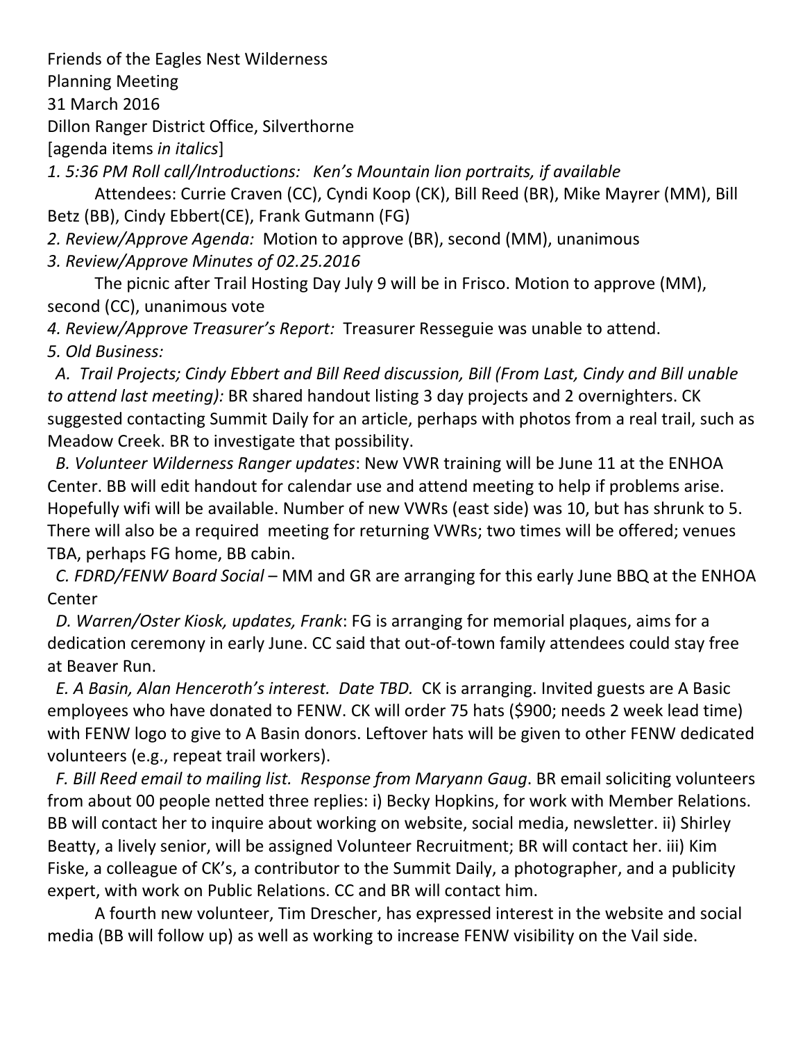Friends of the Eagles Nest Wilderness

Planning Meeting

31 March 2016

Dillon Ranger District Office, Silverthorne

[agenda items *in italics*]

*1. 5:36 PM Roll call/Introductions: Ken's Mountain lion portraits, if available*

Attendees: Currie Craven (CC), Cyndi Koop (CK), Bill Reed (BR), Mike Mayrer (MM), Bill Betz (BB), Cindy Ebbert(CE), Frank Gutmann (FG)

*2. Review/Approve Agenda:* Motion to approve (BR), second (MM), unanimous

*3. Review/Approve Minutes of 02.25.2016*

The picnic after Trail Hosting Day July 9 will be in Frisco. Motion to approve (MM), second (CC), unanimous vote

*4. Review/Approve Treasurer's Report:* Treasurer Resseguie was unable to attend.

*5. Old Business:*

*A. Trail Projects; Cindy Ebbert and Bill Reed discussion, Bill (From Last, Cindy and Bill unable to attend last meeting):* BR shared handout listing 3 day projects and 2 overnighters. CK suggested contacting Summit Daily for an article, perhaps with photos from a real trail, such as Meadow Creek. BR to investigate that possibility.

*B. Volunteer Wilderness Ranger updates*: New VWR training will be June 11 at the ENHOA Center. BB will edit handout for calendar use and attend meeting to help if problems arise. Hopefully wifi will be available. Number of new VWRs (east side) was 10, but has shrunk to 5. There will also be a required meeting for returning VWRs; two times will be offered; venues TBA, perhaps FG home, BB cabin.

*C. FDRD/FENW Board Social* – MM and GR are arranging for this early June BBQ at the ENHOA Center

*D. Warren/Oster Kiosk, updates, Frank*: FG is arranging for memorial plaques, aims for a dedication ceremony in early June. CC said that out-of-town family attendees could stay free at Beaver Run.

*E. A Basin, Alan Henceroth's interest. Date TBD.* CK is arranging. Invited guests are A Basic employees who have donated to FENW. CK will order 75 hats ($900; needs 2 week lead time) with FENW logo to give to A Basin donors. Leftover hats will be given to other FENW dedicated volunteers (e.g., repeat trail workers).

*F. Bill Reed email to mailing list. Response from Maryann Gaug*. BR email soliciting volunteers from about 00 people netted three replies: i) Becky Hopkins, for work with Member Relations. BB will contact her to inquire about working on website, social media, newsletter. ii) Shirley Beatty, a lively senior, will be assigned Volunteer Recruitment; BR will contact her. iii) Kim Fiske, a colleague of CK's, a contributor to the Summit Daily, a photographer, and a publicity expert, with work on Public Relations. CC and BR will contact him.

A fourth new volunteer, Tim Drescher, has expressed interest in the website and social media (BB will follow up) as well as working to increase FENW visibility on the Vail side.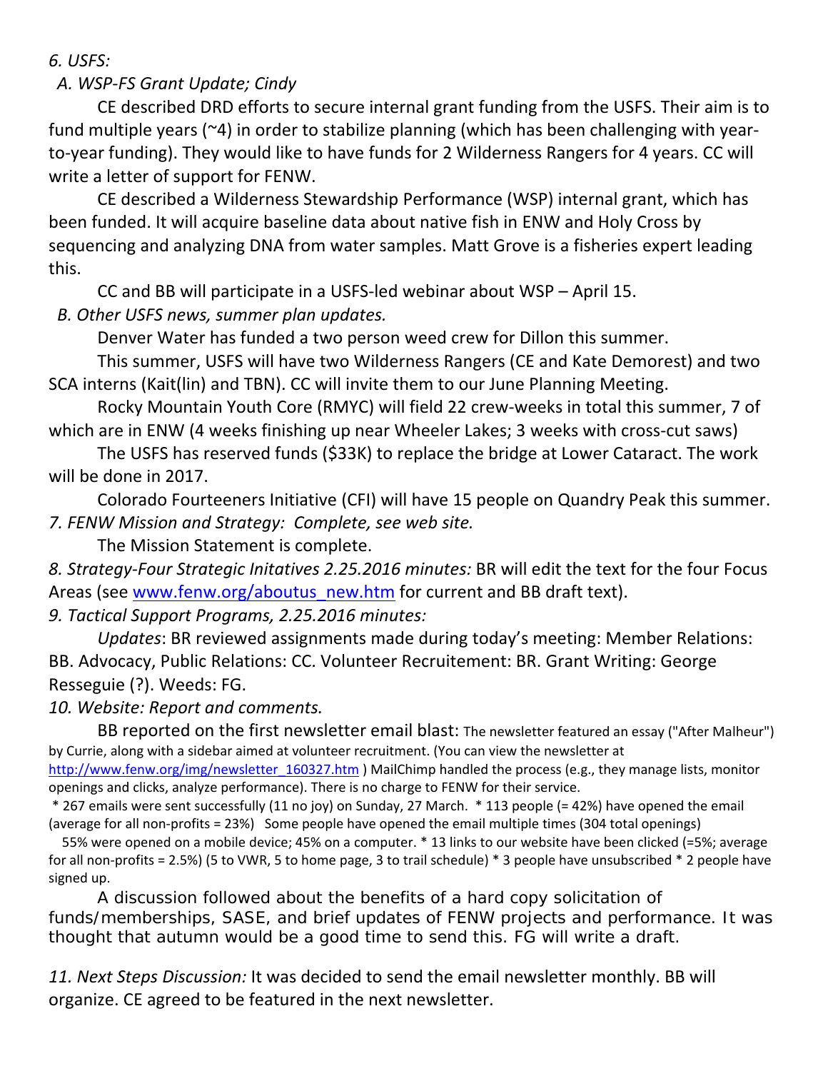*6. USFS:*

*A. WSP-FS Grant Update; Cindy*

CE described DRD efforts to secure internal grant funding from the USFS. Their aim is to fund multiple years (~4) in order to stabilize planning (which has been challenging with year-to-year funding). They would like to have funds for 2 Wilderness Rangers for 4 years. CC will write a letter of support for FENW.

CE described a Wilderness Stewardship Performance (WSP) internal grant, which has been funded. It will acquire baseline data about native fish in ENW and Holy Cross by sequencing and analyzing DNA from water samples. Matt Grove is a fisheries expert leading this.

CC and BB will participate in a USFS-led webinar about WSP – April 15.

*B. Other USFS news, summer plan updates.*

Denver Water has funded a two person weed crew for Dillon this summer.

This summer, USFS will have two Wilderness Rangers (CE and Kate Demorest) and two SCA interns (Kait(lin) and TBN). CC will invite them to our June Planning Meeting.

Rocky Mountain Youth Core (RMYC) will field 22 crew-weeks in total this summer, 7 of which are in ENW (4 weeks finishing up near Wheeler Lakes; 3 weeks with cross-cut saws)

The USFS has reserved funds ($33K) to replace the bridge at Lower Cataract. The work will be done in 2017.

Colorado Fourteeners Initiative (CFI) will have 15 people on Quandry Peak this summer.

*7. FENW Mission and Strategy: Complete, see web site.*

The Mission Statement is complete.

*8. Strategy-Four Strategic Initatives 2.25.2016 minutes:* BR will edit the text for the four Focus Areas (see www.fenw.org/aboutus_new.htm for current and BB draft text).

*9. Tactical Support Programs, 2.25.2016 minutes:*

*Updates*: BR reviewed assignments made during today's meeting: Member Relations: BB. Advocacy, Public Relations: CC. Volunteer Recruitement: BR. Grant Writing: George Resseguie (?). Weeds: FG.

*10. Website: Report and comments.*

BB reported on the first newsletter email blast: The newsletter featured an essay ("After Malheur") by Currie, along with a sidebar aimed at volunteer recruitment. (You can view the newsletter at http://www.fenw.org/img/newsletter_160327.htm ) MailChimp handled the process (e.g., they manage lists, monitor openings and clicks, analyze performance). There is no charge to FENW for their service.

* 267 emails were sent successfully (11 no joy) on Sunday, 27 March. * 113 people (= 42%) have opened the email (average for all non-profits = 23%) Some people have opened the email multiple times (304 total openings)

55% were opened on a mobile device; 45% on a computer. * 13 links to our website have been clicked (=5%; average for all non-profits = 2.5%) (5 to VWR, 5 to home page, 3 to trail schedule) * 3 people have unsubscribed * 2 people have signed up.

A discussion followed about the benefits of a hard copy solicitation of funds/memberships, SASE, and brief updates of FENW projects and performance. It was thought that autumn would be a good time to send this. FG will write a draft.

*11. Next Steps Discussion:* It was decided to send the email newsletter monthly. BB will organize. CE agreed to be featured in the next newsletter.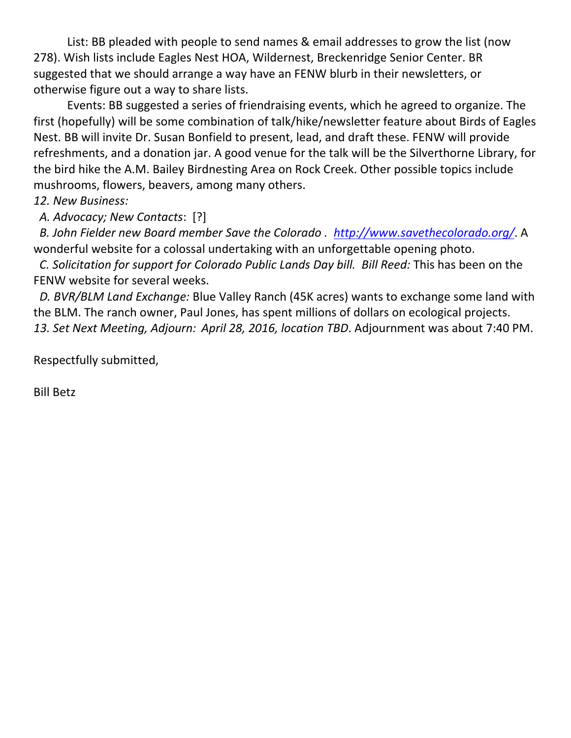List: BB pleaded with people to send names & email addresses to grow the list (now 278). Wish lists include Eagles Nest HOA, Wildernest, Breckenridge Senior Center. BR suggested that we should arrange a way have an FENW blurb in their newsletters, or otherwise figure out a way to share lists.

Events: BB suggested a series of friendraising events, which he agreed to organize. The first (hopefully) will be some combination of talk/hike/newsletter feature about Birds of Eagles Nest. BB will invite Dr. Susan Bonfield to present, lead, and draft these. FENW will provide refreshments, and a donation jar. A good venue for the talk will be the Silverthorne Library, for the bird hike the A.M. Bailey Birdnesting Area on Rock Creek. Other possible topics include mushrooms, flowers, beavers, among many others.

*12. New Business:*

*A. Advocacy; New Contacts*: [?]

*B. John Fielder new Board member Save the Colorado .* [http://www.savethecolorado.org/](http://www.savethecolorado.org/). A wonderful website for a colossal undertaking with an unforgettable opening photo.

*C. Solicitation for support for Colorado Public Lands Day bill. Bill Reed:* This has been on the FENW website for several weeks.

*D. BVR/BLM Land Exchange:* Blue Valley Ranch (45K acres) wants to exchange some land with the BLM. The ranch owner, Paul Jones, has spent millions of dollars on ecological projects.

*13. Set Next Meeting, Adjourn: April 28, 2016, location TBD.* Adjournment was about 7:40 PM.

Respectfully submitted,

Bill Betz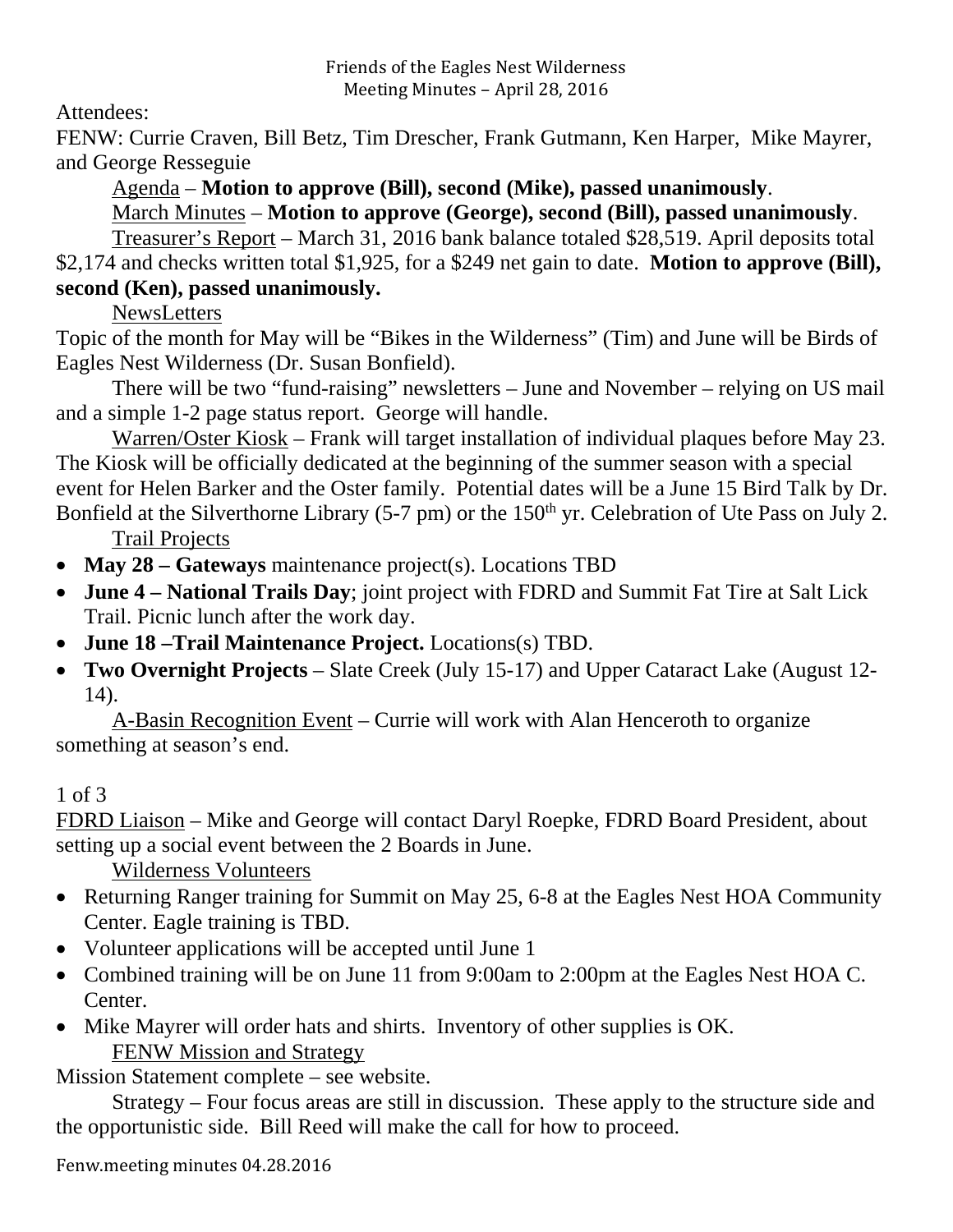Friends of the Eagles Nest Wilderness
Meeting Minutes – April 28, 2016

Attendees:
FENW: Currie Craven, Bill Betz, Tim Drescher, Frank Gutmann, Ken Harper, Mike Mayrer, and George Resseguie

Agenda – **Motion to approve (Bill), second (Mike), passed unanimously**.

March Minutes – **Motion to approve (George), second (Bill), passed unanimously**.

Treasurer's Report – March 31, 2016 bank balance totaled $28,519. April deposits total $2,174 and checks written total $1,925, for a $249 net gain to date. **Motion to approve (Bill), second (Ken), passed unanimously.**

NewsLetters

Topic of the month for May will be "Bikes in the Wilderness" (Tim) and June will be Birds of Eagles Nest Wilderness (Dr. Susan Bonfield).

There will be two "fund-raising" newsletters – June and November – relying on US mail and a simple 1-2 page status report. George will handle.

Warren/Oster Kiosk – Frank will target installation of individual plaques before May 23. The Kiosk will be officially dedicated at the beginning of the summer season with a special event for Helen Barker and the Oster family. Potential dates will be a June 15 Bird Talk by Dr. Bonfield at the Silverthorne Library (5-7 pm) or the 150th yr. Celebration of Ute Pass on July 2.

Trail Projects

- **May 28 – Gateways** maintenance project(s). Locations TBD
- **June 4 – National Trails Day**; joint project with FDRD and Summit Fat Tire at Salt Lick Trail. Picnic lunch after the work day.
- **June 18 –Trail Maintenance Project.** Locations(s) TBD.
- **Two Overnight Projects** – Slate Creek (July 15-17) and Upper Cataract Lake (August 12-14).

A-Basin Recognition Event – Currie will work with Alan Henceroth to organize something at season's end.

FDRD Liaison – Mike and George will contact Daryl Roepke, FDRD Board President, about setting up a social event between the 2 Boards in June.

Wilderness Volunteers

- Returning Ranger training for Summit on May 25, 6-8 at the Eagles Nest HOA Community Center. Eagle training is TBD.
- Volunteer applications will be accepted until June 1
- Combined training will be on June 11 from 9:00am to 2:00pm at the Eagles Nest HOA C. Center.
- Mike Mayrer will order hats and shirts. Inventory of other supplies is OK.

FENW Mission and Strategy

Mission Statement complete – see website.

Strategy – Four focus areas are still in discussion. These apply to the structure side and the opportunistic side. Bill Reed will make the call for how to proceed.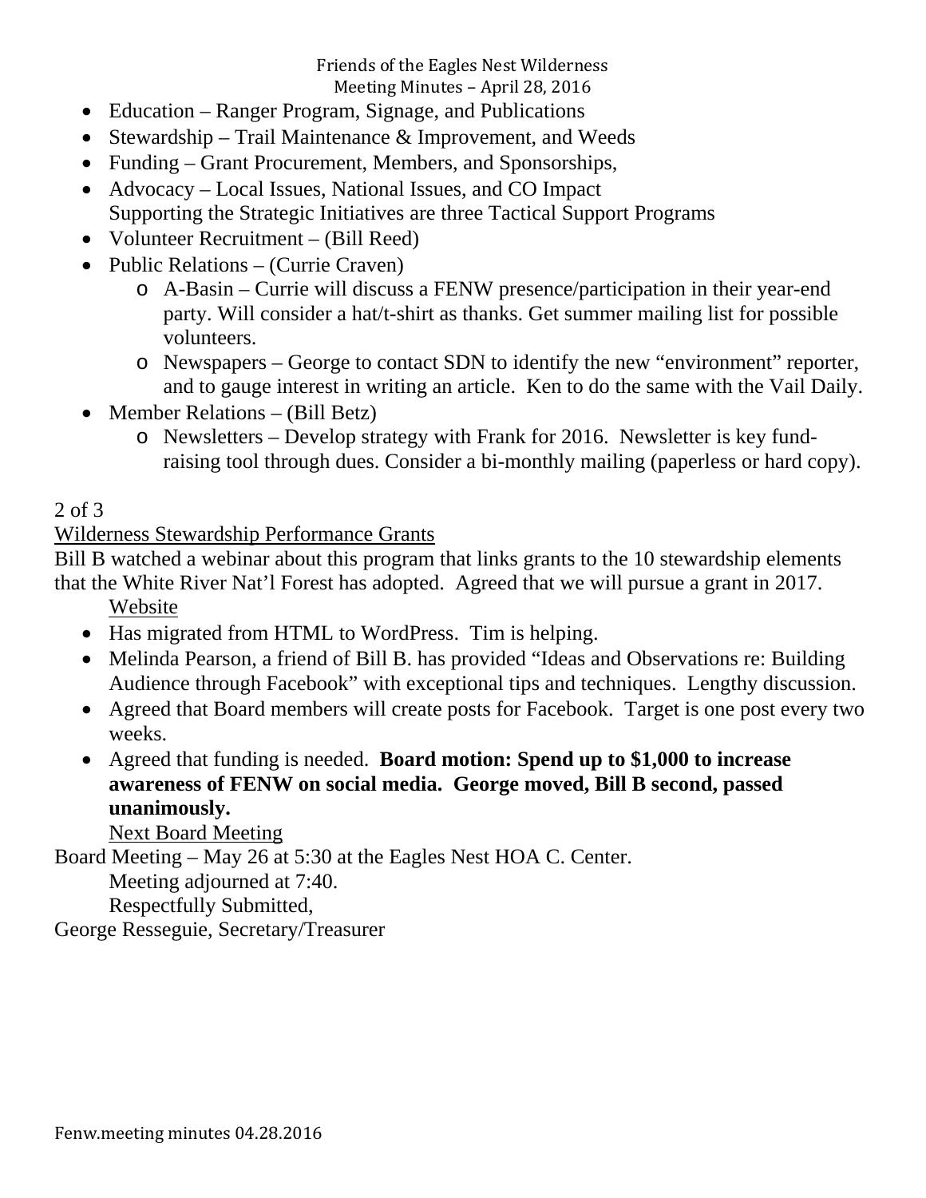- Education – Ranger Program, Signage, and Publications
- Stewardship – Trail Maintenance & Improvement, and Weeds
- Funding – Grant Procurement, Members, and Sponsorships,
- Advocacy – Local Issues, National Issues, and CO Impact
  Supporting the Strategic Initiatives are three Tactical Support Programs
- Volunteer Recruitment – (Bill Reed)
- Public Relations – (Currie Craven)
  - A-Basin – Currie will discuss a FENW presence/participation in their year-end party. Will consider a hat/t-shirt as thanks. Get summer mailing list for possible volunteers.
  - Newspapers – George to contact SDN to identify the new "environment" reporter, and to gauge interest in writing an article. Ken to do the same with the Vail Daily.
- Member Relations – (Bill Betz)
  - Newsletters – Develop strategy with Frank for 2016. Newsletter is key fund-raising tool through dues. Consider a bi-monthly mailing (paperless or hard copy).

2 of 3

Wilderness Stewardship Performance Grants

Bill B watched a webinar about this program that links grants to the 10 stewardship elements that the White River Nat'l Forest has adopted. Agreed that we will pursue a grant in 2017.

Website

- Has migrated from HTML to WordPress. Tim is helping.
- Melinda Pearson, a friend of Bill B. has provided "Ideas and Observations re: Building Audience through Facebook" with exceptional tips and techniques. Lengthy discussion.
- Agreed that Board members will create posts for Facebook. Target is one post every two weeks.
- Agreed that funding is needed. **Board motion: Spend up to $1,000 to increase awareness of FENW on social media. George moved, Bill B second, passed unanimously.**

Next Board Meeting

Board Meeting – May 26 at 5:30 at the Eagles Nest HOA C. Center.

Meeting adjourned at 7:40.

Respectfully Submitted,

George Resseguie, Secretary/Treasurer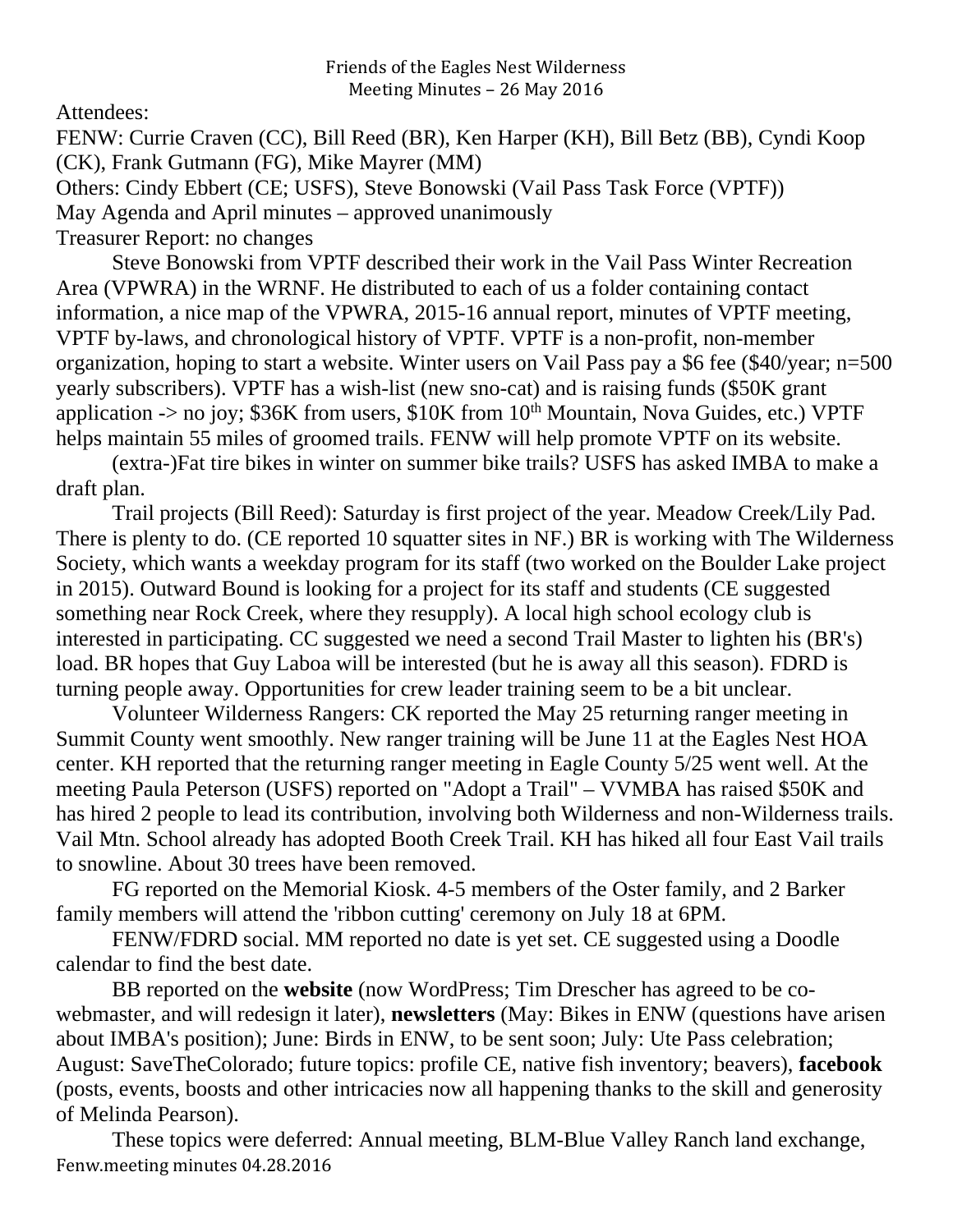Friends of the Eagles Nest Wilderness
Meeting Minutes – 26 May 2016

Attendees:
FENW: Currie Craven (CC), Bill Reed (BR), Ken Harper (KH), Bill Betz (BB), Cyndi Koop (CK), Frank Gutmann (FG), Mike Mayrer (MM)
Others: Cindy Ebbert (CE; USFS), Steve Bonowski (Vail Pass Task Force (VPTF))
May Agenda and April minutes – approved unanimously
Treasurer Report: no changes

Steve Bonowski from VPTF described their work in the Vail Pass Winter Recreation Area (VPWRA) in the WRNF. He distributed to each of us a folder containing contact information, a nice map of the VPWRA, 2015-16 annual report, minutes of VPTF meeting, VPTF by-laws, and chronological history of VPTF. VPTF is a non-profit, non-member organization, hoping to start a website. Winter users on Vail Pass pay a $6 fee ($40/year; n=500 yearly subscribers). VPTF has a wish-list (new sno-cat) and is raising funds ($50K grant application -> no joy; $36K from users, $10K from 10th Mountain, Nova Guides, etc.) VPTF helps maintain 55 miles of groomed trails. FENW will help promote VPTF on its website.

(extra-)Fat tire bikes in winter on summer bike trails? USFS has asked IMBA to make a draft plan.

Trail projects (Bill Reed): Saturday is first project of the year. Meadow Creek/Lily Pad. There is plenty to do. (CE reported 10 squatter sites in NF.) BR is working with The Wilderness Society, which wants a weekday program for its staff (two worked on the Boulder Lake project in 2015). Outward Bound is looking for a project for its staff and students (CE suggested something near Rock Creek, where they resupply). A local high school ecology club is interested in participating. CC suggested we need a second Trail Master to lighten his (BR's) load. BR hopes that Guy Laboa will be interested (but he is away all this season). FDRD is turning people away. Opportunities for crew leader training seem to be a bit unclear.

Volunteer Wilderness Rangers: CK reported the May 25 returning ranger meeting in Summit County went smoothly. New ranger training will be June 11 at the Eagles Nest HOA center. KH reported that the returning ranger meeting in Eagle County 5/25 went well. At the meeting Paula Peterson (USFS) reported on "Adopt a Trail" – VVMBA has raised $50K and has hired 2 people to lead its contribution, involving both Wilderness and non-Wilderness trails. Vail Mtn. School already has adopted Booth Creek Trail. KH has hiked all four East Vail trails to snowline. About 30 trees have been removed.

FG reported on the Memorial Kiosk. 4-5 members of the Oster family, and 2 Barker family members will attend the 'ribbon cutting' ceremony on July 18 at 6PM.

FENW/FDRD social. MM reported no date is yet set. CE suggested using a Doodle calendar to find the best date.

BB reported on the **website** (now WordPress; Tim Drescher has agreed to be co-webmaster, and will redesign it later), **newsletters** (May: Bikes in ENW (questions have arisen about IMBA's position); June: Birds in ENW, to be sent soon; July: Ute Pass celebration; August: SaveTheColorado; future topics: profile CE, native fish inventory; beavers), **facebook** (posts, events, boosts and other intricacies now all happening thanks to the skill and generosity of Melinda Pearson).

These topics were deferred: Annual meeting, BLM-Blue Valley Ranch land exchange,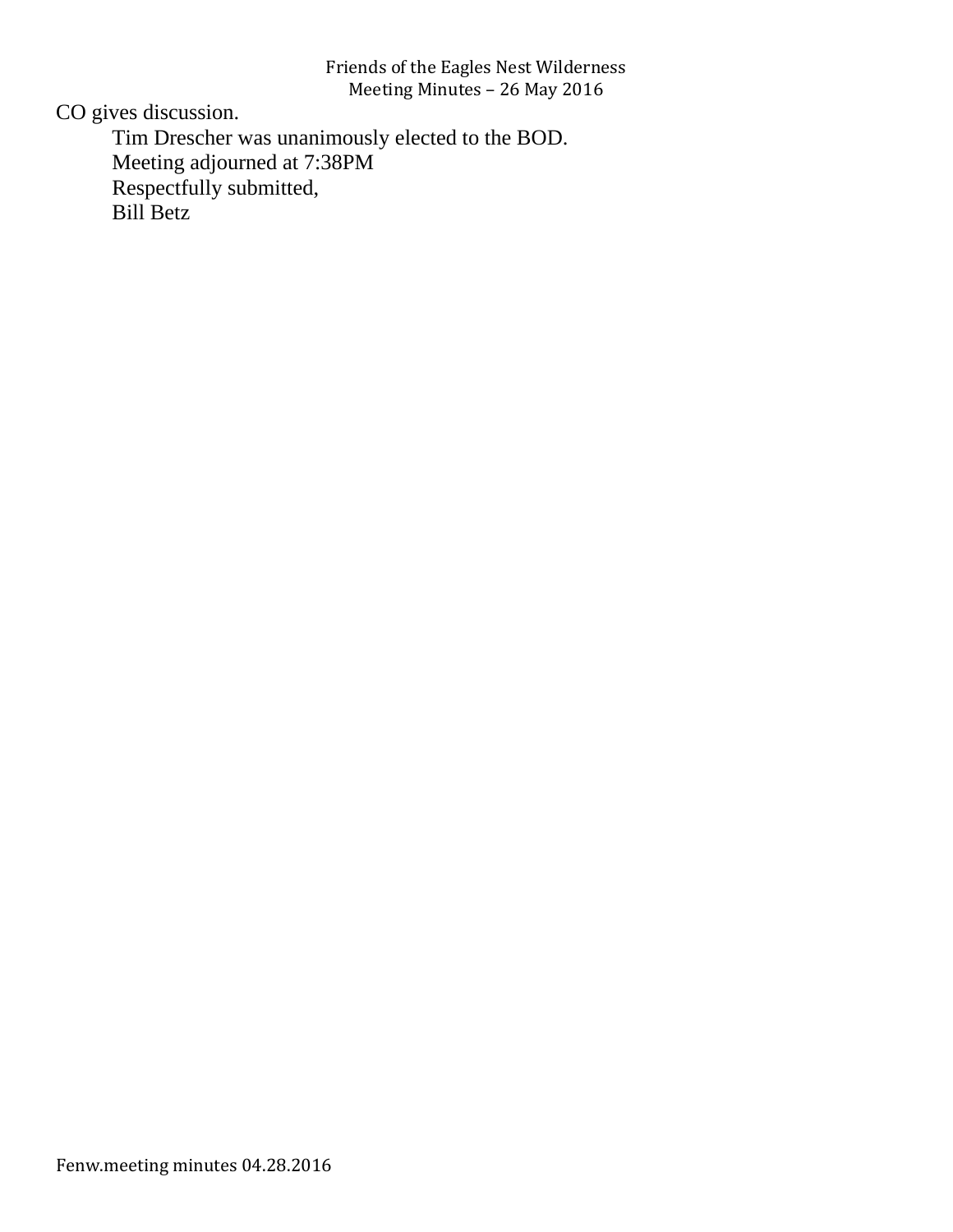CO gives discussion.

Tim Drescher was unanimously elected to the BOD.

Meeting adjourned at 7:38PM

Respectfully submitted,

Bill Betz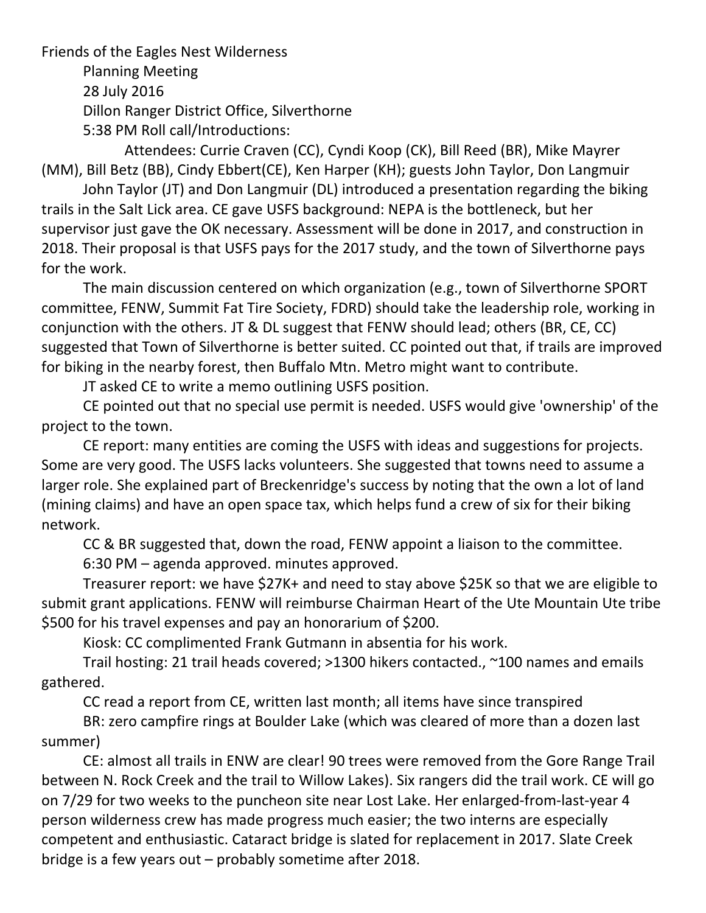Friends of the Eagles Nest Wilderness

Planning Meeting

28 July 2016

Dillon Ranger District Office, Silverthorne

5:38 PM Roll call/Introductions:

Attendees: Currie Craven (CC), Cyndi Koop (CK), Bill Reed (BR), Mike Mayrer (MM), Bill Betz (BB), Cindy Ebbert(CE), Ken Harper (KH); guests John Taylor, Don Langmuir

John Taylor (JT) and Don Langmuir (DL) introduced a presentation regarding the biking trails in the Salt Lick area. CE gave USFS background: NEPA is the bottleneck, but her supervisor just gave the OK necessary. Assessment will be done in 2017, and construction in 2018. Their proposal is that USFS pays for the 2017 study, and the town of Silverthorne pays for the work.

The main discussion centered on which organization (e.g., town of Silverthorne SPORT committee, FENW, Summit Fat Tire Society, FDRD) should take the leadership role, working in conjunction with the others. JT & DL suggest that FENW should lead; others (BR, CE, CC) suggested that Town of Silverthorne is better suited. CC pointed out that, if trails are improved for biking in the nearby forest, then Buffalo Mtn. Metro might want to contribute.

JT asked CE to write a memo outlining USFS position.

CE pointed out that no special use permit is needed. USFS would give 'ownership' of the project to the town.

CE report: many entities are coming the USFS with ideas and suggestions for projects. Some are very good. The USFS lacks volunteers. She suggested that towns need to assume a larger role. She explained part of Breckenridge's success by noting that the own a lot of land (mining claims) and have an open space tax, which helps fund a crew of six for their biking network.

CC & BR suggested that, down the road, FENW appoint a liaison to the committee.

6:30 PM – agenda approved. minutes approved.

Treasurer report: we have $27K+ and need to stay above $25K so that we are eligible to submit grant applications. FENW will reimburse Chairman Heart of the Ute Mountain Ute tribe $500 for his travel expenses and pay an honorarium of $200.

Kiosk: CC complimented Frank Gutmann in absentia for his work.

Trail hosting: 21 trail heads covered; >1300 hikers contacted., ~100 names and emails gathered.

CC read a report from CE, written last month; all items have since transpired

BR: zero campfire rings at Boulder Lake (which was cleared of more than a dozen last summer)

CE: almost all trails in ENW are clear! 90 trees were removed from the Gore Range Trail between N. Rock Creek and the trail to Willow Lakes). Six rangers did the trail work. CE will go on 7/29 for two weeks to the puncheon site near Lost Lake. Her enlarged-from-last-year 4 person wilderness crew has made progress much easier; the two interns are especially competent and enthusiastic. Cataract bridge is slated for replacement in 2017. Slate Creek bridge is a few years out – probably sometime after 2018.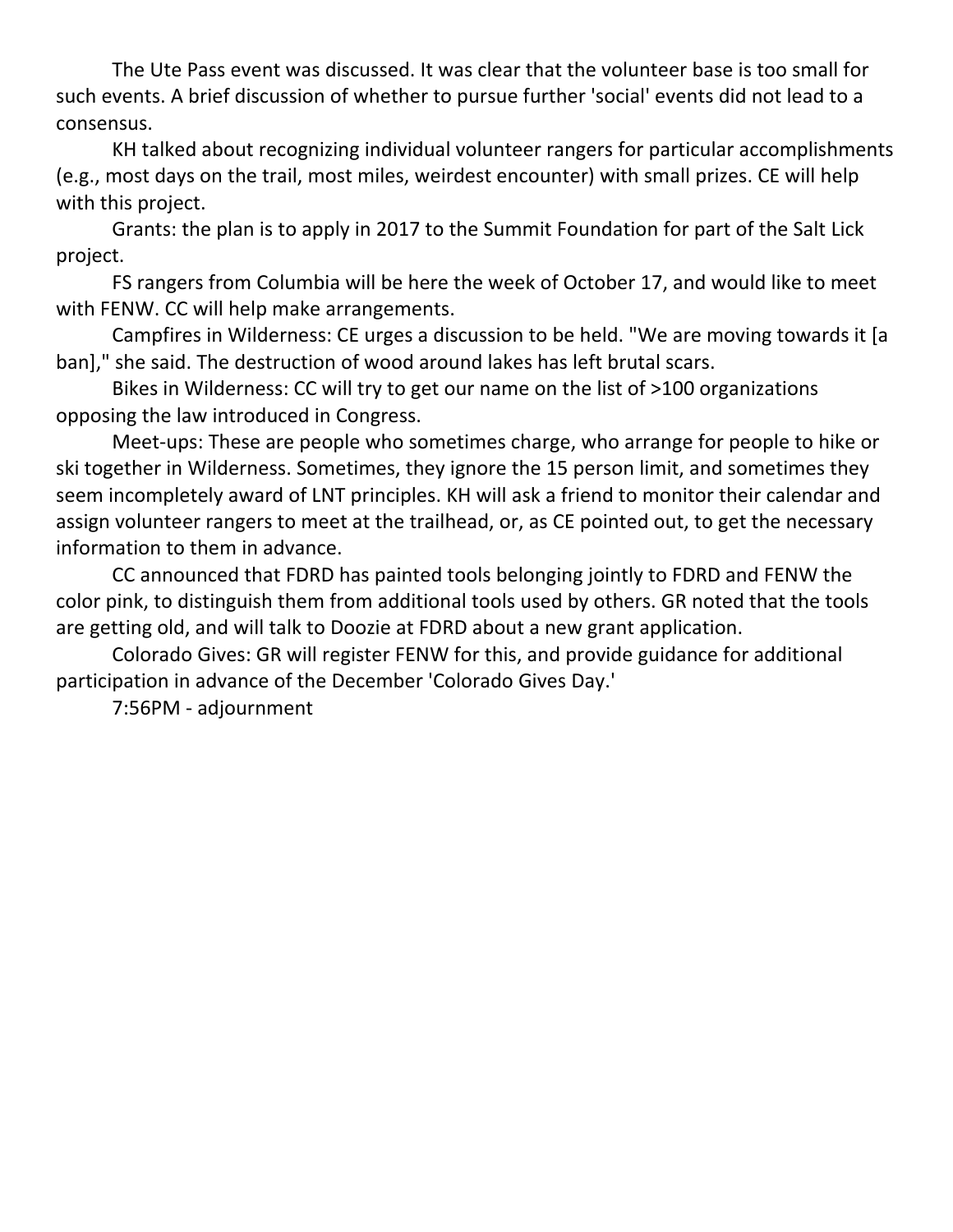The Ute Pass event was discussed. It was clear that the volunteer base is too small for such events. A brief discussion of whether to pursue further 'social' events did not lead to a consensus.

KH talked about recognizing individual volunteer rangers for particular accomplishments (e.g., most days on the trail, most miles, weirdest encounter) with small prizes. CE will help with this project.

Grants: the plan is to apply in 2017 to the Summit Foundation for part of the Salt Lick project.

FS rangers from Columbia will be here the week of October 17, and would like to meet with FENW. CC will help make arrangements.

Campfires in Wilderness: CE urges a discussion to be held. "We are moving towards it [a ban]," she said. The destruction of wood around lakes has left brutal scars.

Bikes in Wilderness: CC will try to get our name on the list of >100 organizations opposing the law introduced in Congress.

Meet-ups: These are people who sometimes charge, who arrange for people to hike or ski together in Wilderness. Sometimes, they ignore the 15 person limit, and sometimes they seem incompletely award of LNT principles. KH will ask a friend to monitor their calendar and assign volunteer rangers to meet at the trailhead, or, as CE pointed out, to get the necessary information to them in advance.

CC announced that FDRD has painted tools belonging jointly to FDRD and FENW the color pink, to distinguish them from additional tools used by others. GR noted that the tools are getting old, and will talk to Doozie at FDRD about a new grant application.

Colorado Gives: GR will register FENW for this, and provide guidance for additional participation in advance of the December 'Colorado Gives Day.'

7:56PM - adjournment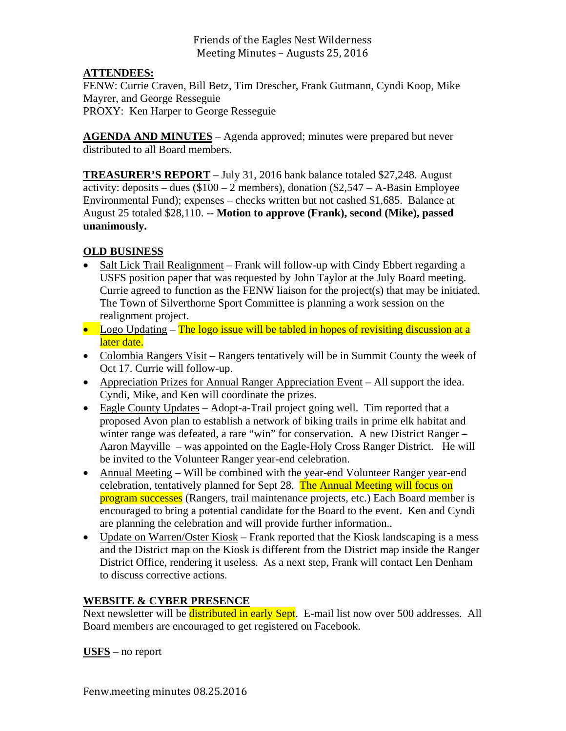Friends of the Eagles Nest Wilderness
Meeting Minutes – Augusts 25, 2016

**ATTENDEES:**
FENW: Currie Craven, Bill Betz, Tim Drescher, Frank Gutmann, Cyndi Koop, Mike Mayrer, and George Resseguie
PROXY: Ken Harper to George Resseguie

**AGENDA AND MINUTES** – Agenda approved; minutes were prepared but never distributed to all Board members.

**TREASURER'S REPORT** – July 31, 2016 bank balance totaled $27,248. August activity: deposits – dues ($100 – 2 members), donation ($2,547 – A-Basin Employee Environmental Fund); expenses – checks written but not cashed $1,685. Balance at August 25 totaled $28,110. -- **Motion to approve (Frank), second (Mike), passed unanimously.**

**OLD BUSINESS**

- Salt Lick Trail Realignment – Frank will follow-up with Cindy Ebbert regarding a USFS position paper that was requested by John Taylor at the July Board meeting. Currie agreed to function as the FENW liaison for the project(s) that may be initiated. The Town of Silverthorne Sport Committee is planning a work session on the realignment project.
- Logo Updating – The logo issue will be tabled in hopes of revisiting discussion at a later date.
- Colombia Rangers Visit – Rangers tentatively will be in Summit County the week of Oct 17. Currie will follow-up.
- Appreciation Prizes for Annual Ranger Appreciation Event – All support the idea. Cyndi, Mike, and Ken will coordinate the prizes.
- Eagle County Updates – Adopt-a-Trail project going well. Tim reported that a proposed Avon plan to establish a network of biking trails in prime elk habitat and winter range was defeated, a rare "win" for conservation. A new District Ranger – Aaron Mayville – was appointed on the Eagle-Holy Cross Ranger District. He will be invited to the Volunteer Ranger year-end celebration.
- Annual Meeting – Will be combined with the year-end Volunteer Ranger year-end celebration, tentatively planned for Sept 28. The Annual Meeting will focus on program successes (Rangers, trail maintenance projects, etc.) Each Board member is encouraged to bring a potential candidate for the Board to the event. Ken and Cyndi are planning the celebration and will provide further information..
- Update on Warren/Oster Kiosk – Frank reported that the Kiosk landscaping is a mess and the District map on the Kiosk is different from the District map inside the Ranger District Office, rendering it useless. As a next step, Frank will contact Len Denham to discuss corrective actions.

**WEBSITE & CYBER PRESENCE**
Next newsletter will be distributed in early Sept. E-mail list now over 500 addresses. All Board members are encouraged to get registered on Facebook.

**USFS** – no report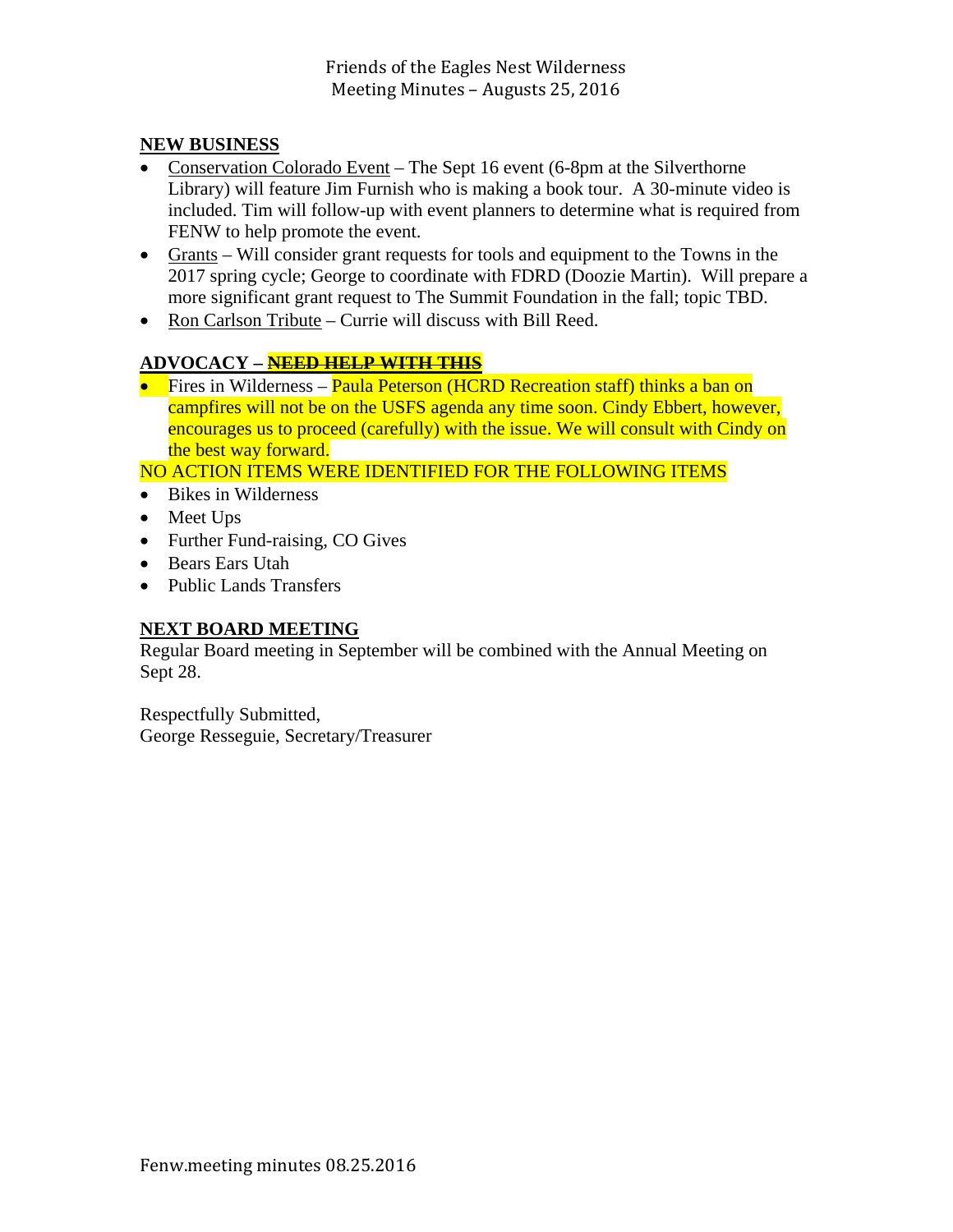Friends of the Eagles Nest Wilderness
Meeting Minutes – Augusts 25, 2016

**NEW BUSINESS**

- Conservation Colorado Event – The Sept 16 event (6-8pm at the Silverthorne Library) will feature Jim Furnish who is making a book tour. A 30-minute video is included. Tim will follow-up with event planners to determine what is required from FENW to help promote the event.
- Grants – Will consider grant requests for tools and equipment to the Towns in the 2017 spring cycle; George to coordinate with FDRD (Doozie Martin). Will prepare a more significant grant request to The Summit Foundation in the fall; topic TBD.
- Ron Carlson Tribute – Currie will discuss with Bill Reed.

**ADVOCACY – ~~NEED HELP WITH THIS~~**

- Fires in Wilderness – Paula Peterson (HCRD Recreation staff) thinks a ban on campfires will not be on the USFS agenda any time soon. Cindy Ebbert, however, encourages us to proceed (carefully) with the issue. We will consult with Cindy on the best way forward.

NO ACTION ITEMS WERE IDENTIFIED FOR THE FOLLOWING ITEMS

- Bikes in Wilderness
- Meet Ups
- Further Fund-raising, CO Gives
- Bears Ears Utah
- Public Lands Transfers

**NEXT BOARD MEETING**

Regular Board meeting in September will be combined with the Annual Meeting on Sept 28.

Respectfully Submitted,
George Resseguie, Secretary/Treasurer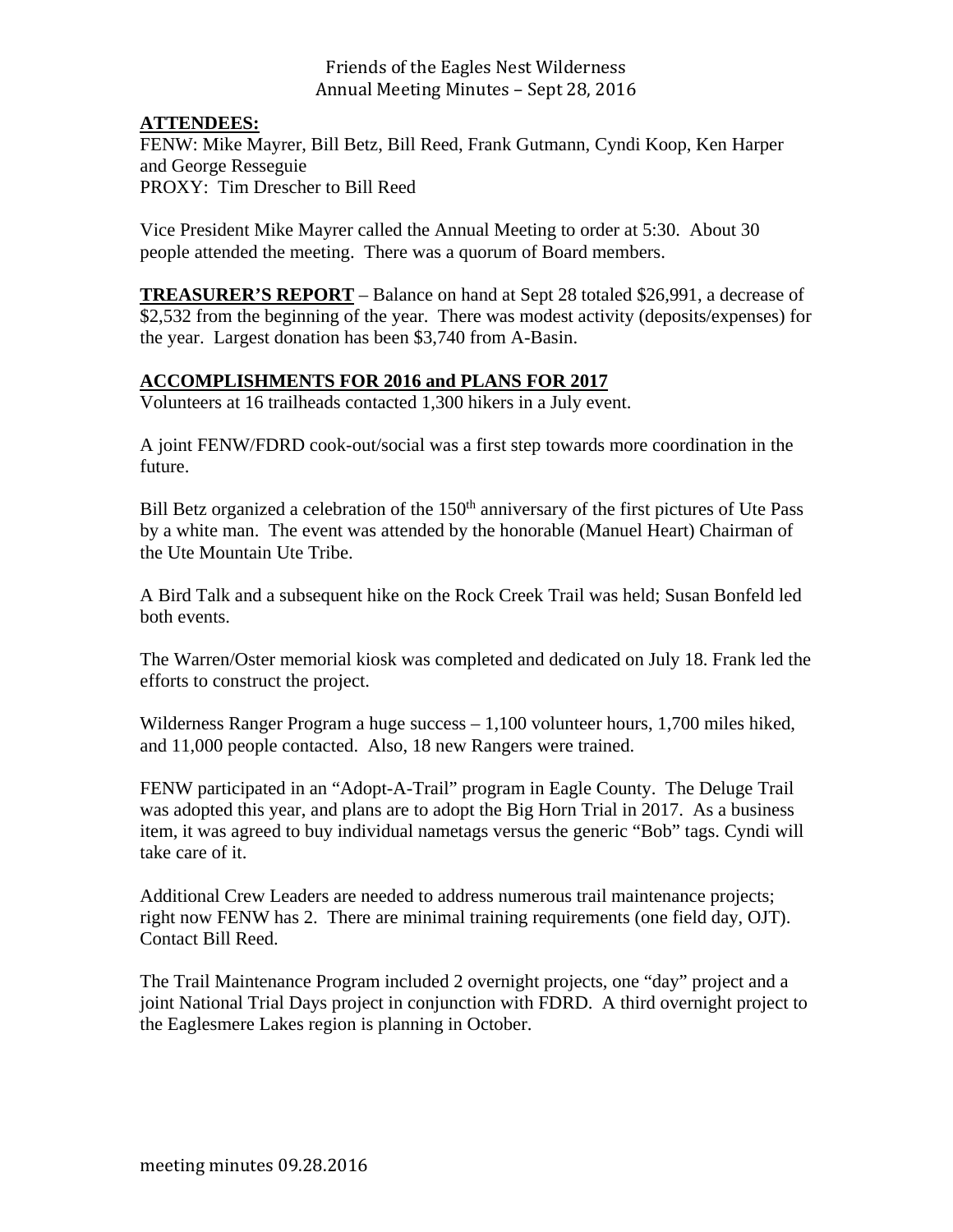Friends of the Eagles Nest Wilderness
Annual Meeting Minutes – Sept 28, 2016

**ATTENDEES:**
FENW: Mike Mayrer, Bill Betz, Bill Reed, Frank Gutmann, Cyndi Koop, Ken Harper and George Resseguie
PROXY: Tim Drescher to Bill Reed

Vice President Mike Mayrer called the Annual Meeting to order at 5:30. About 30 people attended the meeting. There was a quorum of Board members.

**TREASURER'S REPORT** – Balance on hand at Sept 28 totaled $26,991, a decrease of $2,532 from the beginning of the year. There was modest activity (deposits/expenses) for the year. Largest donation has been $3,740 from A-Basin.

**ACCOMPLISHMENTS FOR 2016 and PLANS FOR 2017**

Volunteers at 16 trailheads contacted 1,300 hikers in a July event.

A joint FENW/FDRD cook-out/social was a first step towards more coordination in the future.

Bill Betz organized a celebration of the 150th anniversary of the first pictures of Ute Pass by a white man. The event was attended by the honorable (Manuel Heart) Chairman of the Ute Mountain Ute Tribe.

A Bird Talk and a subsequent hike on the Rock Creek Trail was held; Susan Bonfeld led both events.

The Warren/Oster memorial kiosk was completed and dedicated on July 18. Frank led the efforts to construct the project.

Wilderness Ranger Program a huge success – 1,100 volunteer hours, 1,700 miles hiked, and 11,000 people contacted. Also, 18 new Rangers were trained.

FENW participated in an "Adopt-A-Trail" program in Eagle County. The Deluge Trail was adopted this year, and plans are to adopt the Big Horn Trial in 2017. As a business item, it was agreed to buy individual nametags versus the generic "Bob" tags. Cyndi will take care of it.

Additional Crew Leaders are needed to address numerous trail maintenance projects; right now FENW has 2. There are minimal training requirements (one field day, OJT). Contact Bill Reed.

The Trail Maintenance Program included 2 overnight projects, one "day" project and a joint National Trial Days project in conjunction with FDRD. A third overnight project to the Eaglesmere Lakes region is planning in October.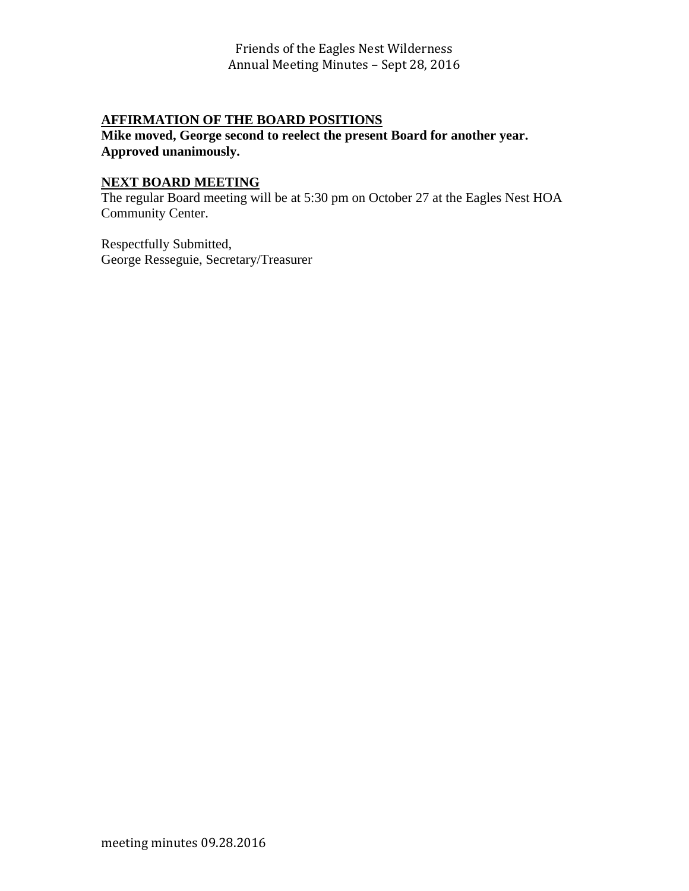**AFFIRMATION OF THE BOARD POSITIONS**

**Mike moved, George second to reelect the present Board for another year. Approved unanimously.**

**NEXT BOARD MEETING**

The regular Board meeting will be at 5:30 pm on October 27 at the Eagles Nest HOA Community Center.

Respectfully Submitted,
George Resseguie, Secretary/Treasurer